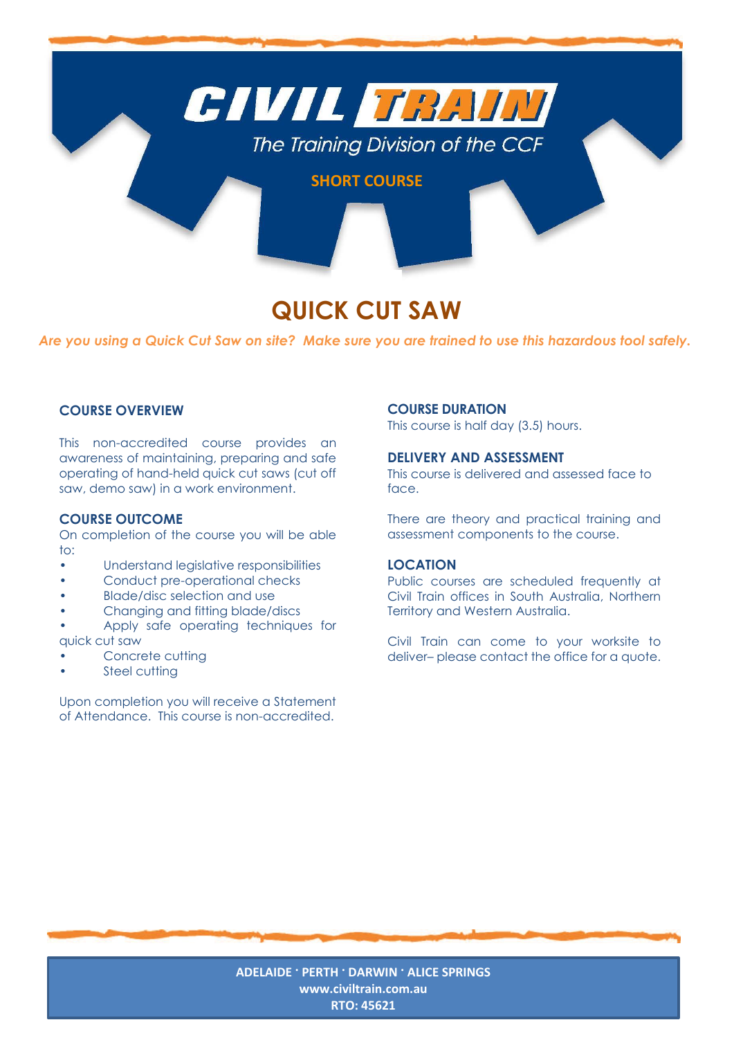# CIVIL TRAIN

*The Training Division of the CCF*

**SHORT COURSE**

# QUICK CUT SAW

***Are you using a Quick Cut Saw on site? Make sure you are trained to use this hazardous tool safely.***

### COURSE OVERVIEW

This non-accredited course provides an awareness of maintaining, preparing and safe operating of hand-held quick cut saws (cut off saw, demo saw) in a work environment.

### COURSE OUTCOME

On completion of the course you will be able to:

- Understand legislative responsibilities
- Conduct pre-operational checks
- Blade/disc selection and use
- Changing and fitting blade/discs
- Apply safe operating techniques for quick cut saw
- Concrete cutting
- Steel cutting

Upon completion you will receive a Statement of Attendance. This course is non-accredited.

### COURSE DURATION

This course is half day (3.5) hours.

### DELIVERY AND ASSESSMENT

This course is delivered and assessed face to face.

There are theory and practical training and assessment components to the course.

### LOCATION

Public courses are scheduled frequently at Civil Train offices in South Australia, Northern Territory and Western Australia.

Civil Train can come to your worksite to deliver– please contact the office for a quote.

**ADELAIDE · PERTH · DARWIN · ALICE SPRINGS**
**www.civiltrain.com.au**
**RTO: 45621**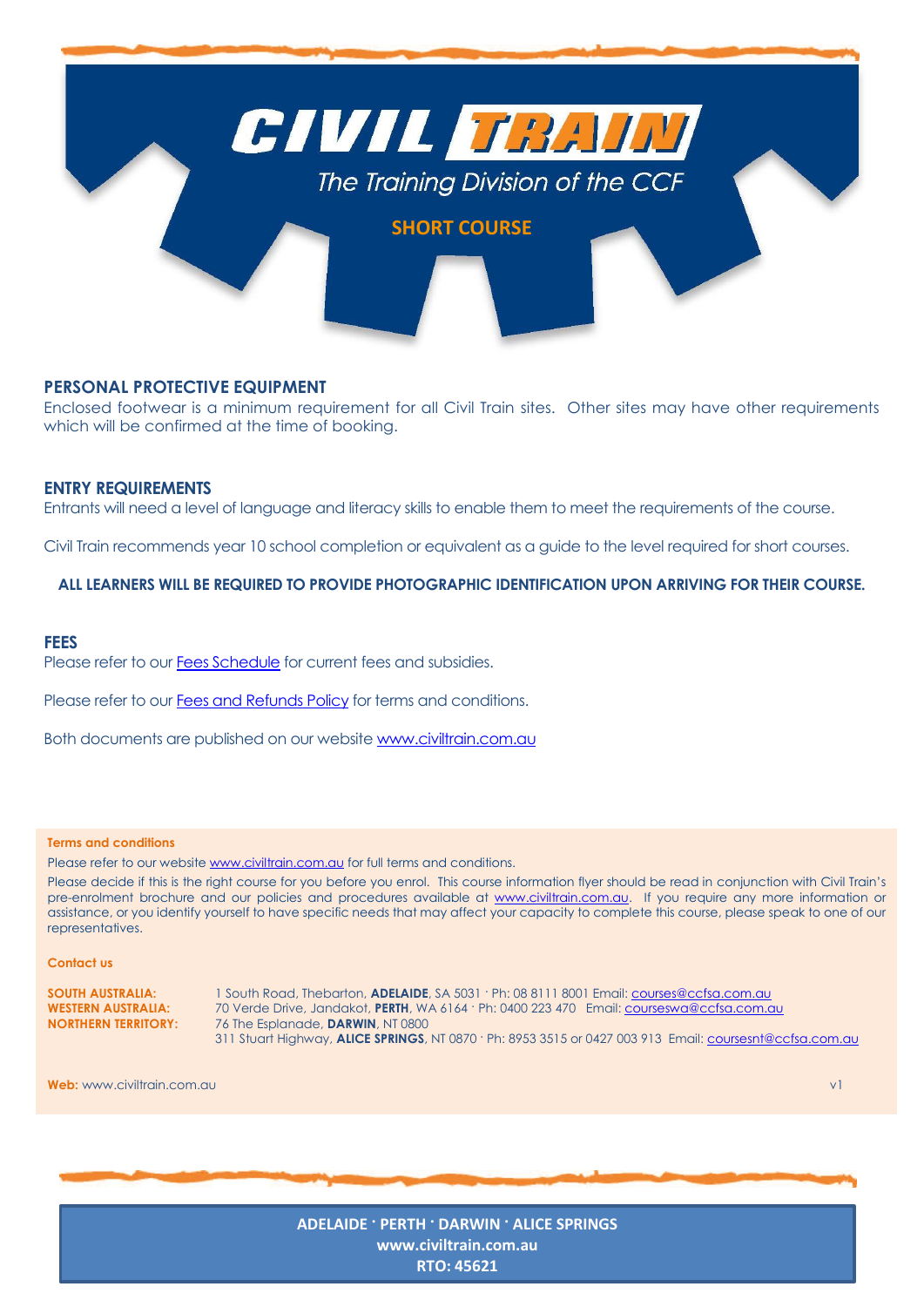# CIVIL TRAIN

*The Training Division of the CCF*

**SHORT COURSE**

## PERSONAL PROTECTIVE EQUIPMENT

Enclosed footwear is a minimum requirement for all Civil Train sites. Other sites may have other requirements which will be confirmed at the time of booking.

## ENTRY REQUIREMENTS

Entrants will need a level of language and literacy skills to enable them to meet the requirements of the course.

Civil Train recommends year 10 school completion or equivalent as a guide to the level required for short courses.

**ALL LEARNERS WILL BE REQUIRED TO PROVIDE PHOTOGRAPHIC IDENTIFICATION UPON ARRIVING FOR THEIR COURSE.**

## FEES

Please refer to our Fees Schedule for current fees and subsidies.

Please refer to our Fees and Refunds Policy for terms and conditions.

Both documents are published on our website www.civiltrain.com.au

**Terms and conditions**

Please refer to our website www.civiltrain.com.au for full terms and conditions.

Please decide if this is the right course for you before you enrol. This course information flyer should be read in conjunction with Civil Train's pre-enrolment brochure and our policies and procedures available at www.civiltrain.com.au. If you require any more information or assistance, or you identify yourself to have specific needs that may affect your capacity to complete this course, please speak to one of our representatives.

**Contact us**

**SOUTH AUSTRALIA:** 1 South Road, Thebarton, **ADELAIDE**, SA 5031 · Ph: 08 8111 8001 Email: courses@ccfsa.com.au

**WESTERN AUSTRALIA:** 70 Verde Drive, Jandakot, **PERTH**, WA 6164 · Ph: 0400 223 470 Email: courseswa@ccfsa.com.au

**NORTHERN TERRITORY:** 76 The Esplanade, **DARWIN**, NT 0800
311 Stuart Highway, **ALICE SPRINGS**, NT 0870 · Ph: 8953 3515 or 0427 003 913 Email: coursesnt@ccfsa.com.au

**Web:** www.civiltrain.com.au

v1

**ADELAIDE · PERTH · DARWIN · ALICE SPRINGS**
**www.civiltrain.com.au**
**RTO: 45621**